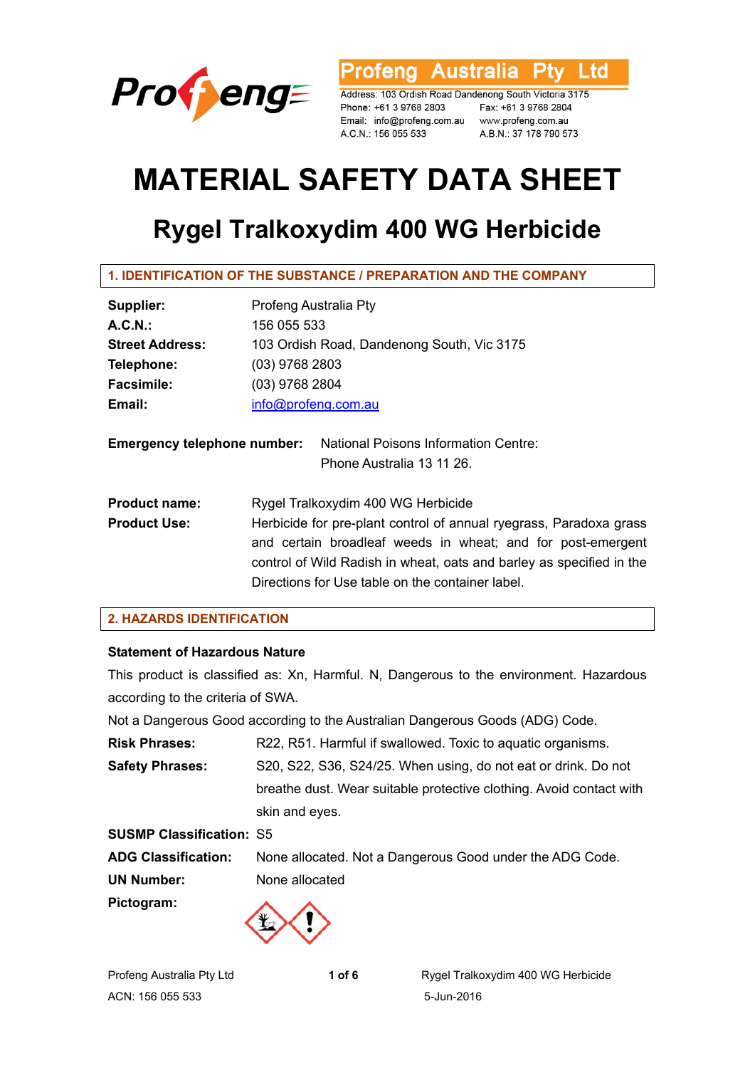Profeng Australia Pty Ltd

Address: 103 Ordish Road Dandenong South Victoria 3175
Phone: +61 3 9768 2803　　Fax: +61 3 9768 2804
Email: info@profeng.com.au　　www.profeng.com.au
A.C.N.: 156 055 533　　A.B.N.: 37 178 790 573

# MATERIAL SAFETY DATA SHEET

## Rygel Tralkoxydim 400 WG Herbicide

### 1. IDENTIFICATION OF THE SUBSTANCE / PREPARATION AND THE COMPANY

**Supplier:** Profeng Australia Pty
**A.C.N.:** 156 055 533
**Street Address:** 103 Ordish Road, Dandenong South, Vic 3175
**Telephone:** (03) 9768 2803
**Facsimile:** (03) 9768 2804
**Email:** info@profeng.com.au

**Emergency telephone number:** National Poisons Information Centre: Phone Australia 13 11 26.

**Product name:** Rygel Tralkoxydim 400 WG Herbicide
**Product Use:** Herbicide for pre-plant control of annual ryegrass, Paradoxa grass and certain broadleaf weeds in wheat; and for post-emergent control of Wild Radish in wheat, oats and barley as specified in the Directions for Use table on the container label.

### 2. HAZARDS IDENTIFICATION

**Statement of Hazardous Nature**

This product is classified as: Xn, Harmful. N, Dangerous to the environment. Hazardous according to the criteria of SWA.

Not a Dangerous Good according to the Australian Dangerous Goods (ADG) Code.

**Risk Phrases:** R22, R51. Harmful if swallowed. Toxic to aquatic organisms.
**Safety Phrases:** S20, S22, S36, S24/25. When using, do not eat or drink. Do not breathe dust. Wear suitable protective clothing. Avoid contact with skin and eyes.
**SUSMP Classification:** S5
**ADG Classification:** None allocated. Not a Dangerous Good under the ADG Code.
**UN Number:** None allocated
**Pictogram:**

Profeng Australia Pty Ltd
ACN: 156 055 533

Rygel Tralkoxydim 400 WG Herbicide
5-Jun-2016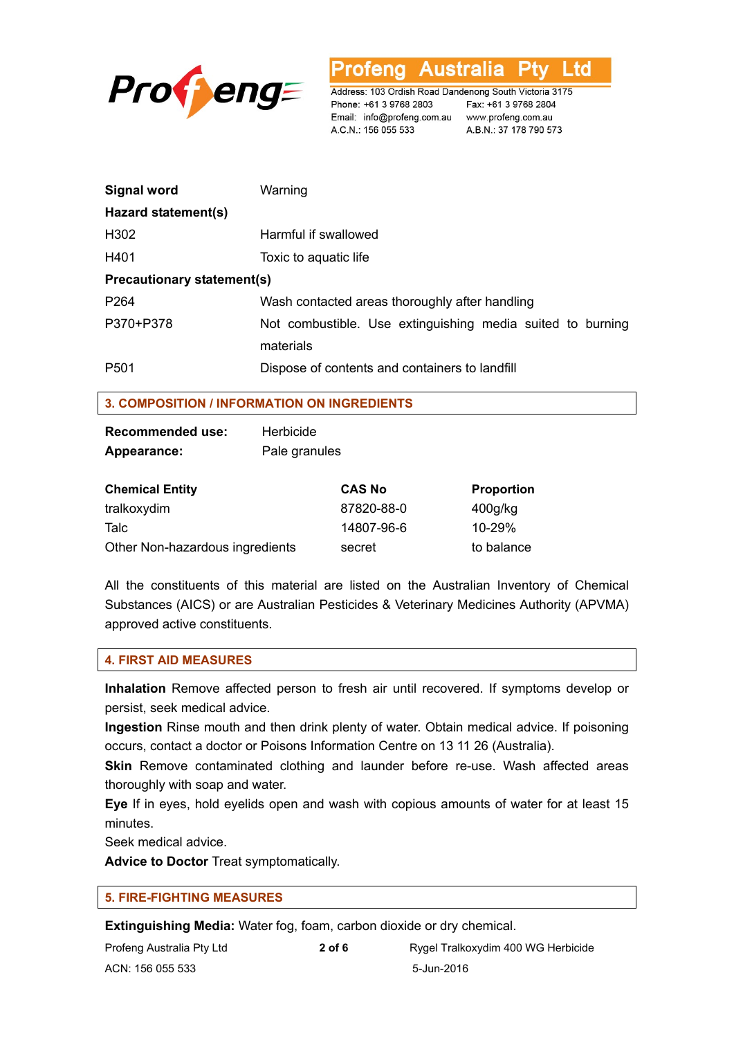| | |
|---|---|
| **Signal word** | Warning |
| **Hazard statement(s)** | |
| H302 | Harmful if swallowed |
| H401 | Toxic to aquatic life |
| **Precautionary statement(s)** | |
| P264 | Wash contacted areas thoroughly after handling |
| P370+P378 | Not combustible. Use extinguishing media suited to burning materials |
| P501 | Dispose of contents and containers to landfill |

## 3. COMPOSITION / INFORMATION ON INGREDIENTS

**Recommended use:** Herbicide
**Appearance:** Pale granules

| Chemical Entity | CAS No | Proportion |
|---|---|---|
| tralkoxydim | 87820-88-0 | 400g/kg |
| Talc | 14807-96-6 | 10-29% |
| Other Non-hazardous ingredients | secret | to balance |

All the constituents of this material are listed on the Australian Inventory of Chemical Substances (AICS) or are Australian Pesticides & Veterinary Medicines Authority (APVMA) approved active constituents.

## 4. FIRST AID MEASURES

**Inhalation** Remove affected person to fresh air until recovered. If symptoms develop or persist, seek medical advice.
**Ingestion** Rinse mouth and then drink plenty of water. Obtain medical advice. If poisoning occurs, contact a doctor or Poisons Information Centre on 13 11 26 (Australia).
**Skin** Remove contaminated clothing and launder before re-use. Wash affected areas thoroughly with soap and water.
**Eye** If in eyes, hold eyelids open and wash with copious amounts of water for at least 15 minutes.
Seek medical advice.
**Advice to Doctor** Treat symptomatically.

## 5. FIRE-FIGHTING MEASURES

**Extinguishing Media:** Water fog, foam, carbon dioxide or dry chemical.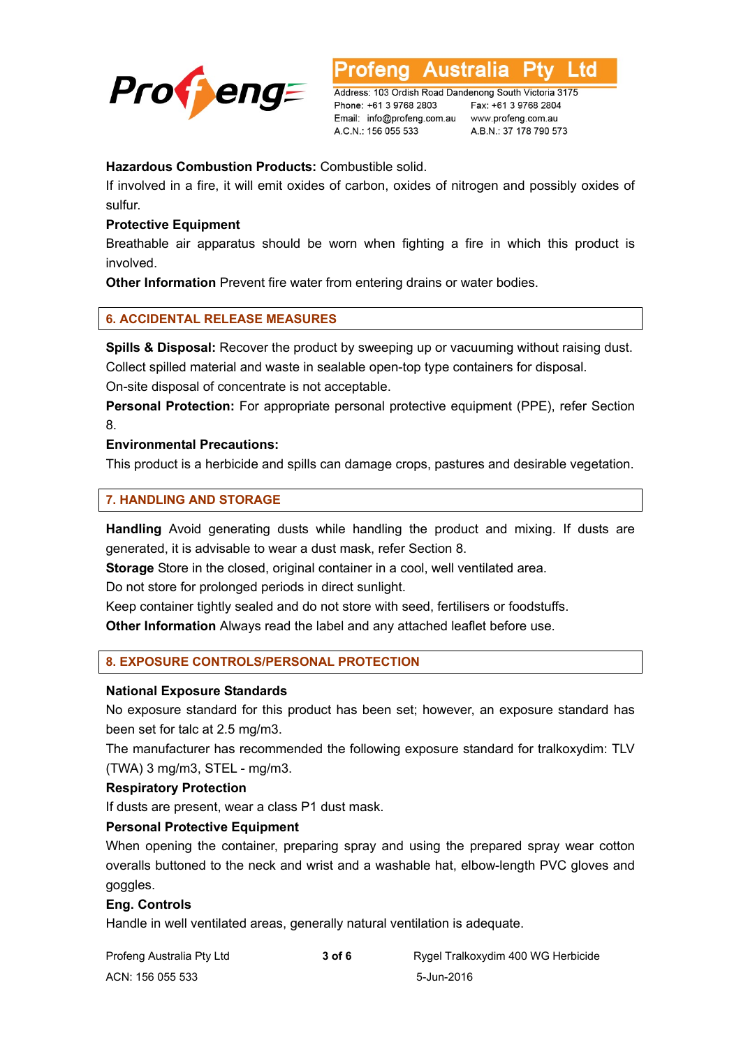**Hazardous Combustion Products:** Combustible solid.

If involved in a fire, it will emit oxides of carbon, oxides of nitrogen and possibly oxides of sulfur.

**Protective Equipment**

Breathable air apparatus should be worn when fighting a fire in which this product is involved.

**Other Information** Prevent fire water from entering drains or water bodies.

## 6. ACCIDENTAL RELEASE MEASURES

**Spills & Disposal:** Recover the product by sweeping up or vacuuming without raising dust. Collect spilled material and waste in sealable open-top type containers for disposal.

On-site disposal of concentrate is not acceptable.

**Personal Protection:** For appropriate personal protective equipment (PPE), refer Section 8.

**Environmental Precautions:**

This product is a herbicide and spills can damage crops, pastures and desirable vegetation.

## 7. HANDLING AND STORAGE

**Handling** Avoid generating dusts while handling the product and mixing. If dusts are generated, it is advisable to wear a dust mask, refer Section 8.

**Storage** Store in the closed, original container in a cool, well ventilated area.

Do not store for prolonged periods in direct sunlight.

Keep container tightly sealed and do not store with seed, fertilisers or foodstuffs.

**Other Information** Always read the label and any attached leaflet before use.

## 8. EXPOSURE CONTROLS/PERSONAL PROTECTION

**National Exposure Standards**

No exposure standard for this product has been set; however, an exposure standard has been set for talc at 2.5 mg/m3.

The manufacturer has recommended the following exposure standard for tralkoxydim: TLV (TWA) 3 mg/m3, STEL - mg/m3.

**Respiratory Protection**

If dusts are present, wear a class P1 dust mask.

**Personal Protective Equipment**

When opening the container, preparing spray and using the prepared spray wear cotton overalls buttoned to the neck and wrist and a washable hat, elbow-length PVC gloves and goggles.

**Eng. Controls**

Handle in well ventilated areas, generally natural ventilation is adequate.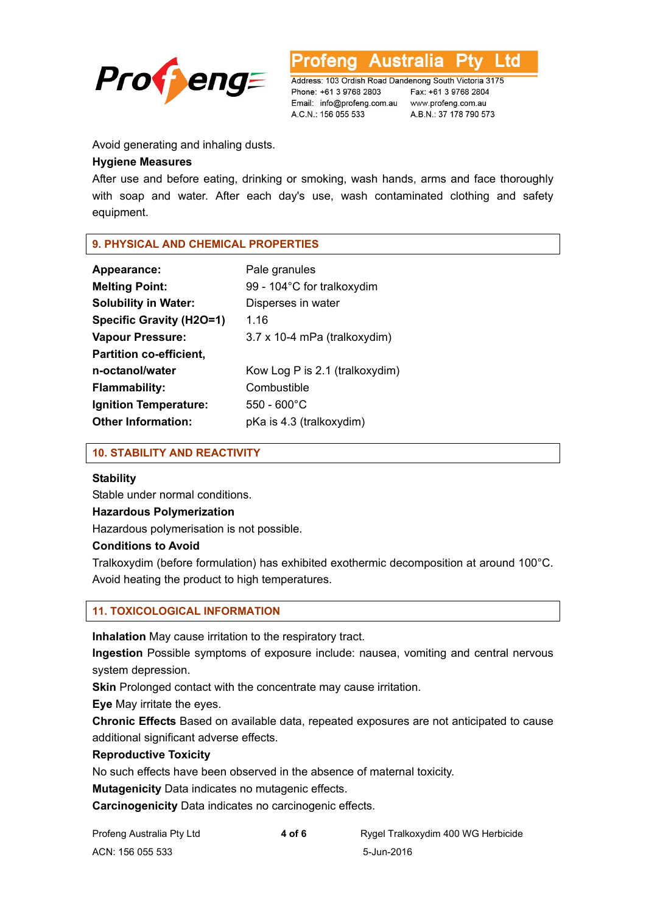Avoid generating and inhaling dusts.

**Hygiene Measures**

After use and before eating, drinking or smoking, wash hands, arms and face thoroughly with soap and water. After each day's use, wash contaminated clothing and safety equipment.

## 9. PHYSICAL AND CHEMICAL PROPERTIES

| | |
|---|---|
| **Appearance:** | Pale granules |
| **Melting Point:** | 99 - 104°C for tralkoxydim |
| **Solubility in Water:** | Disperses in water |
| **Specific Gravity ($H_2O$=1)** | 1.16 |
| **Vapour Pressure:** | $3.7 \times 10^{-4}$ mPa (tralkoxydim) |
| **Partition co-efficient, n-octanol/water** | Kow Log P is 2.1 (tralkoxydim) |
| **Flammability:** | Combustible |
| **Ignition Temperature:** | 550 - 600°C |
| **Other Information:** | pKa is 4.3 (tralkoxydim) |

## 10. STABILITY AND REACTIVITY

**Stability**

Stable under normal conditions.

**Hazardous Polymerization**

Hazardous polymerisation is not possible.

**Conditions to Avoid**

Tralkoxydim (before formulation) has exhibited exothermic decomposition at around 100°C. Avoid heating the product to high temperatures.

## 11. TOXICOLOGICAL INFORMATION

**Inhalation** May cause irritation to the respiratory tract.

**Ingestion** Possible symptoms of exposure include: nausea, vomiting and central nervous system depression.

**Skin** Prolonged contact with the concentrate may cause irritation.

**Eye** May irritate the eyes.

**Chronic Effects** Based on available data, repeated exposures are not anticipated to cause additional significant adverse effects.

**Reproductive Toxicity**

No such effects have been observed in the absence of maternal toxicity.

**Mutagenicity** Data indicates no mutagenic effects.

**Carcinogenicity** Data indicates no carcinogenic effects.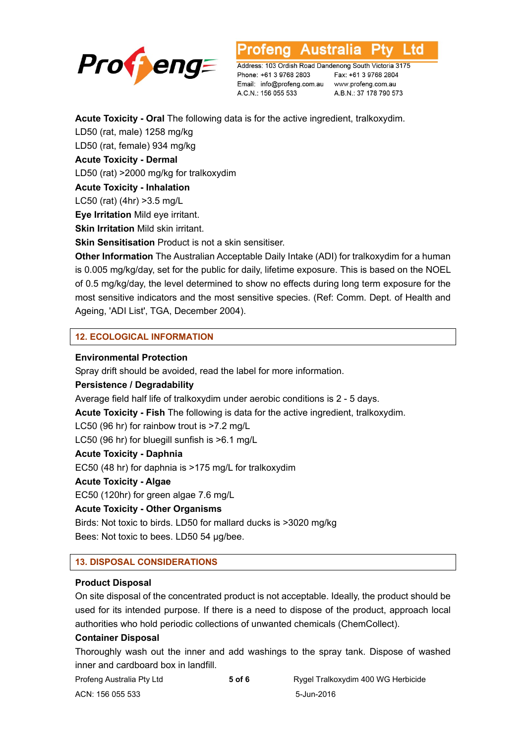**Acute Toxicity - Oral** The following data is for the active ingredient, tralkoxydim.

LD50 (rat, male) 1258 mg/kg

LD50 (rat, female) 934 mg/kg

**Acute Toxicity - Dermal**

LD50 (rat) >2000 mg/kg for tralkoxydim

**Acute Toxicity - Inhalation**

LC50 (rat) (4hr) >3.5 mg/L

**Eye Irritation** Mild eye irritant.

**Skin Irritation** Mild skin irritant.

**Skin Sensitisation** Product is not a skin sensitiser.

**Other Information** The Australian Acceptable Daily Intake (ADI) for tralkoxydim for a human is 0.005 mg/kg/day, set for the public for daily, lifetime exposure. This is based on the NOEL of 0.5 mg/kg/day, the level determined to show no effects during long term exposure for the most sensitive indicators and the most sensitive species. (Ref: Comm. Dept. of Health and Ageing, 'ADI List', TGA, December 2004).

## 12. ECOLOGICAL INFORMATION

**Environmental Protection**

Spray drift should be avoided, read the label for more information.

**Persistence / Degradability**

Average field half life of tralkoxydim under aerobic conditions is 2 - 5 days.

**Acute Toxicity - Fish** The following is data for the active ingredient, tralkoxydim.

LC50 (96 hr) for rainbow trout is >7.2 mg/L

LC50 (96 hr) for bluegill sunfish is >6.1 mg/L

**Acute Toxicity - Daphnia**

EC50 (48 hr) for daphnia is >175 mg/L for tralkoxydim

**Acute Toxicity - Algae**

EC50 (120hr) for green algae 7.6 mg/L

**Acute Toxicity - Other Organisms**

Birds: Not toxic to birds. LD50 for mallard ducks is >3020 mg/kg

Bees: Not toxic to bees. LD50 54 µg/bee.

## 13. DISPOSAL CONSIDERATIONS

**Product Disposal**

On site disposal of the concentrated product is not acceptable. Ideally, the product should be used for its intended purpose. If there is a need to dispose of the product, approach local authorities who hold periodic collections of unwanted chemicals (ChemCollect).

**Container Disposal**

Thoroughly wash out the inner and add washings to the spray tank. Dispose of washed inner and cardboard box in landfill.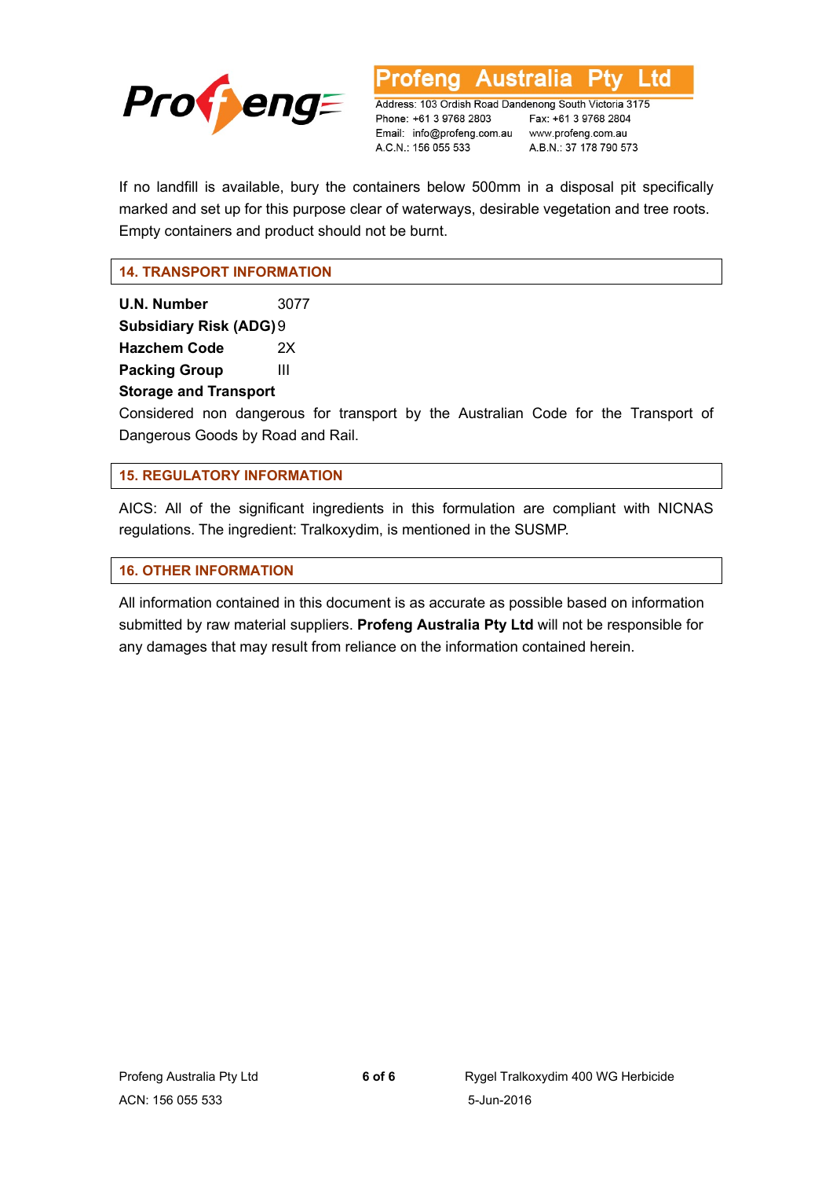If no landfill is available, bury the containers below 500mm in a disposal pit specifically marked and set up for this purpose clear of waterways, desirable vegetation and tree roots. Empty containers and product should not be burnt.

## 14. TRANSPORT INFORMATION

**U.N. Number** 3077
**Subsidiary Risk (ADG)** 9
**Hazchem Code** 2X
**Packing Group** III
**Storage and Transport**
Considered non dangerous for transport by the Australian Code for the Transport of Dangerous Goods by Road and Rail.

## 15. REGULATORY INFORMATION

AICS: All of the significant ingredients in this formulation are compliant with NICNAS regulations. The ingredient: Tralkoxydim, is mentioned in the SUSMP.

## 16. OTHER INFORMATION

All information contained in this document is as accurate as possible based on information submitted by raw material suppliers. **Profeng Australia Pty Ltd** will not be responsible for any damages that may result from reliance on the information contained herein.